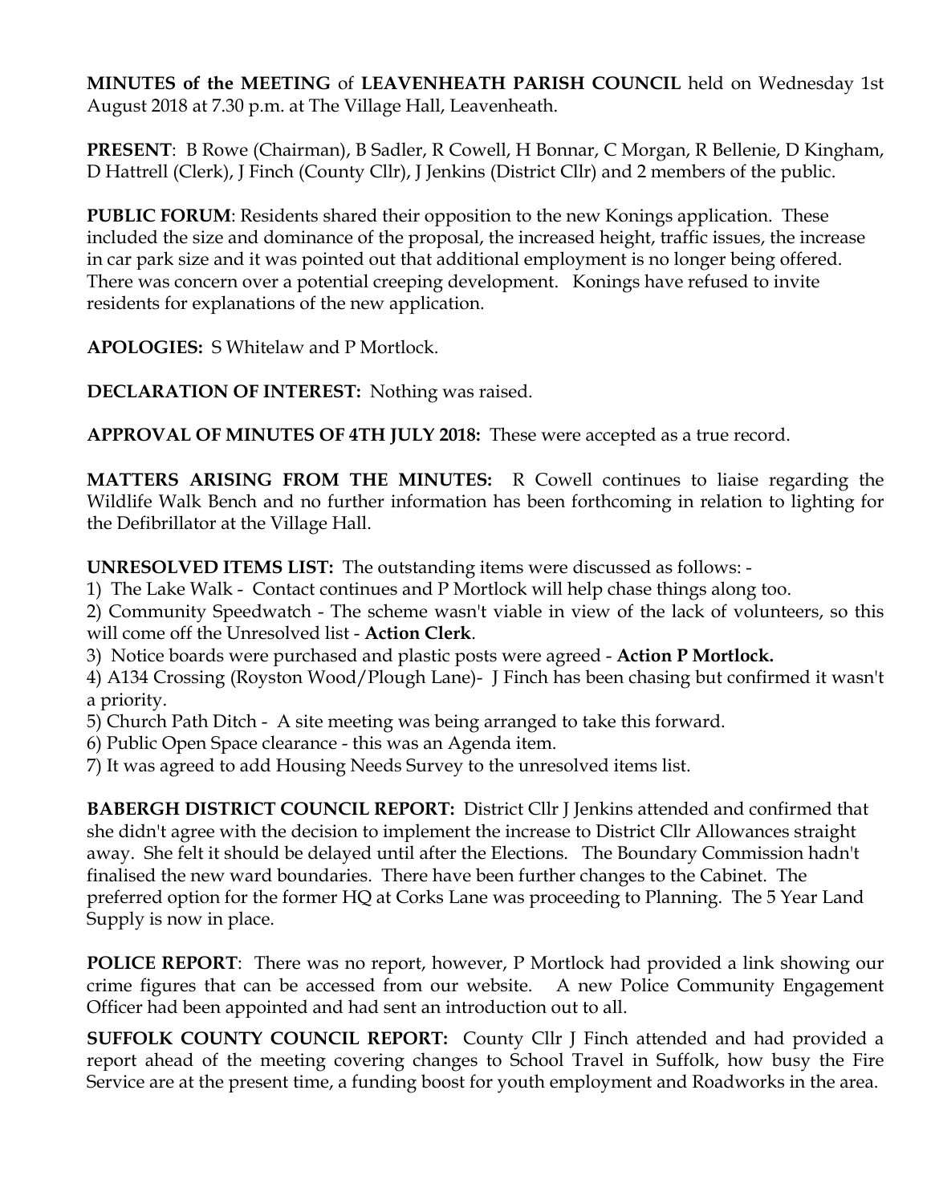**MINUTES of the MEETING** of **LEAVENHEATH PARISH COUNCIL** held on Wednesday 1st August 2018 at 7.30 p.m. at The Village Hall, Leavenheath.

**PRESENT**: B Rowe (Chairman), B Sadler, R Cowell, H Bonnar, C Morgan, R Bellenie, D Kingham, D Hattrell (Clerk), J Finch (County Cllr), J Jenkins (District Cllr) and 2 members of the public.

**PUBLIC FORUM**: Residents shared their opposition to the new Konings application. These included the size and dominance of the proposal, the increased height, traffic issues, the increase in car park size and it was pointed out that additional employment is no longer being offered. There was concern over a potential creeping development. Konings have refused to invite residents for explanations of the new application.

**APOLOGIES:** S Whitelaw and P Mortlock.

**DECLARATION OF INTEREST:** Nothing was raised.

**APPROVAL OF MINUTES OF 4TH JULY 2018:** These were accepted as a true record.

**MATTERS ARISING FROM THE MINUTES:** R Cowell continues to liaise regarding the Wildlife Walk Bench and no further information has been forthcoming in relation to lighting for the Defibrillator at the Village Hall.

**UNRESOLVED ITEMS LIST:** The outstanding items were discussed as follows: -

1) The Lake Walk - Contact continues and P Mortlock will help chase things along too.
2) Community Speedwatch - The scheme wasn't viable in view of the lack of volunteers, so this will come off the Unresolved list - **Action Clerk**.
3) Notice boards were purchased and plastic posts were agreed - **Action P Mortlock.**
4) A134 Crossing (Royston Wood/Plough Lane)- J Finch has been chasing but confirmed it wasn't a priority.
5) Church Path Ditch - A site meeting was being arranged to take this forward.
6) Public Open Space clearance - this was an Agenda item.
7) It was agreed to add Housing Needs Survey to the unresolved items list.

**BABERGH DISTRICT COUNCIL REPORT:** District Cllr J Jenkins attended and confirmed that she didn't agree with the decision to implement the increase to District Cllr Allowances straight away. She felt it should be delayed until after the Elections. The Boundary Commission hadn't finalised the new ward boundaries. There have been further changes to the Cabinet. The preferred option for the former HQ at Corks Lane was proceeding to Planning. The 5 Year Land Supply is now in place.

**POLICE REPORT**: There was no report, however, P Mortlock had provided a link showing our crime figures that can be accessed from our website. A new Police Community Engagement Officer had been appointed and had sent an introduction out to all.

**SUFFOLK COUNTY COUNCIL REPORT:** County Cllr J Finch attended and had provided a report ahead of the meeting covering changes to School Travel in Suffolk, how busy the Fire Service are at the present time, a funding boost for youth employment and Roadworks in the area.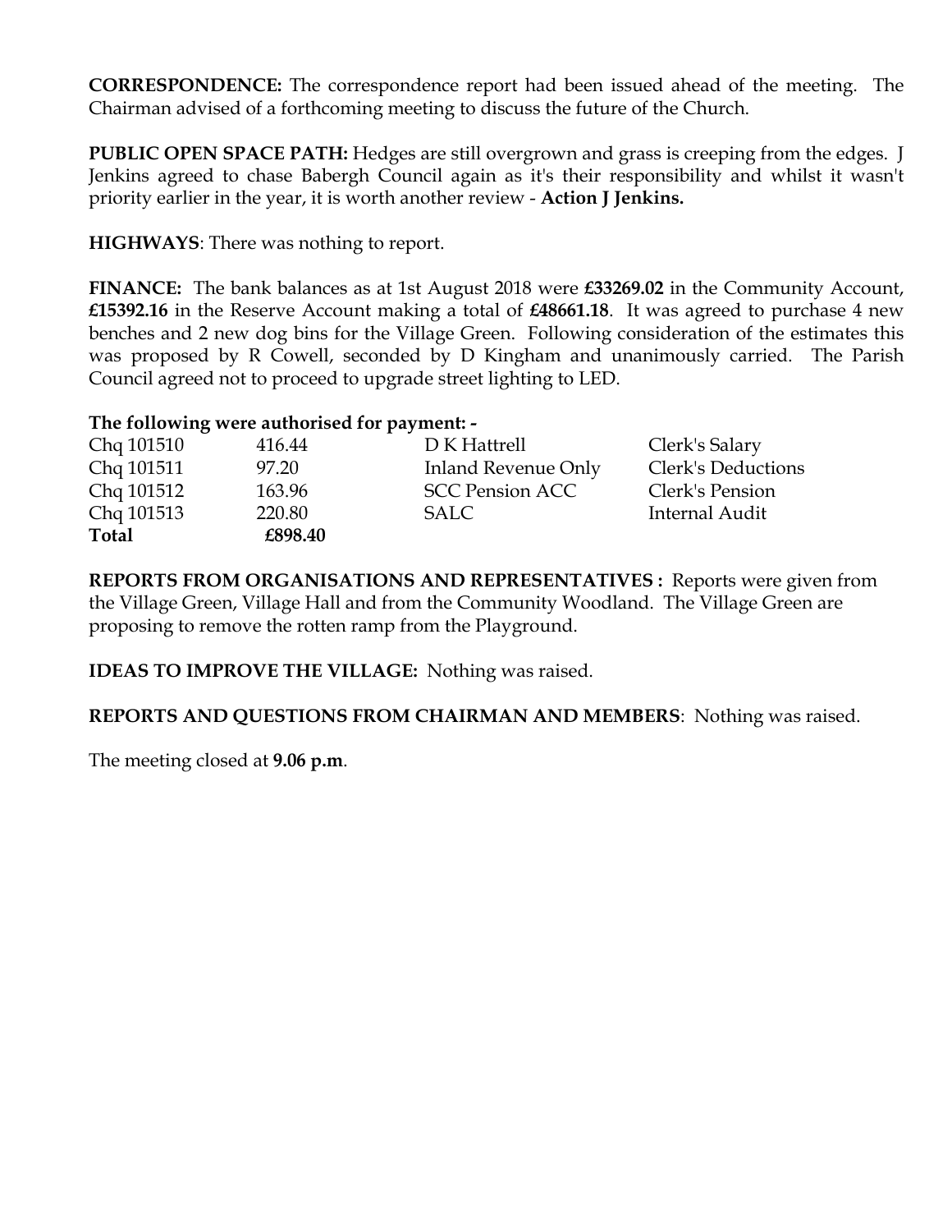**CORRESPONDENCE:** The correspondence report had been issued ahead of the meeting. The Chairman advised of a forthcoming meeting to discuss the future of the Church.

**PUBLIC OPEN SPACE PATH:** Hedges are still overgrown and grass is creeping from the edges. J Jenkins agreed to chase Babergh Council again as it's their responsibility and whilst it wasn't priority earlier in the year, it is worth another review - **Action J Jenkins.**

**HIGHWAYS**: There was nothing to report.

**FINANCE:** The bank balances as at 1st August 2018 were **£33269.02** in the Community Account, **£15392.16** in the Reserve Account making a total of **£48661.18**. It was agreed to purchase 4 new benches and 2 new dog bins for the Village Green. Following consideration of the estimates this was proposed by R Cowell, seconded by D Kingham and unanimously carried. The Parish Council agreed not to proceed to upgrade street lighting to LED.

**The following were authorised for payment: -**

| | | | |
|---|---|---|---|
| Chq 101510 | 416.44 | D K Hattrell | Clerk's Salary |
| Chq 101511 | 97.20 | Inland Revenue Only | Clerk's Deductions |
| Chq 101512 | 163.96 | SCC Pension ACC | Clerk's Pension |
| Chq 101513 | 220.80 | SALC | Internal Audit |
| **Total** | **£898.40** | | |

**REPORTS FROM ORGANISATIONS AND REPRESENTATIVES :** Reports were given from the Village Green, Village Hall and from the Community Woodland. The Village Green are proposing to remove the rotten ramp from the Playground.

**IDEAS TO IMPROVE THE VILLAGE:** Nothing was raised.

**REPORTS AND QUESTIONS FROM CHAIRMAN AND MEMBERS**: Nothing was raised.

The meeting closed at **9.06 p.m**.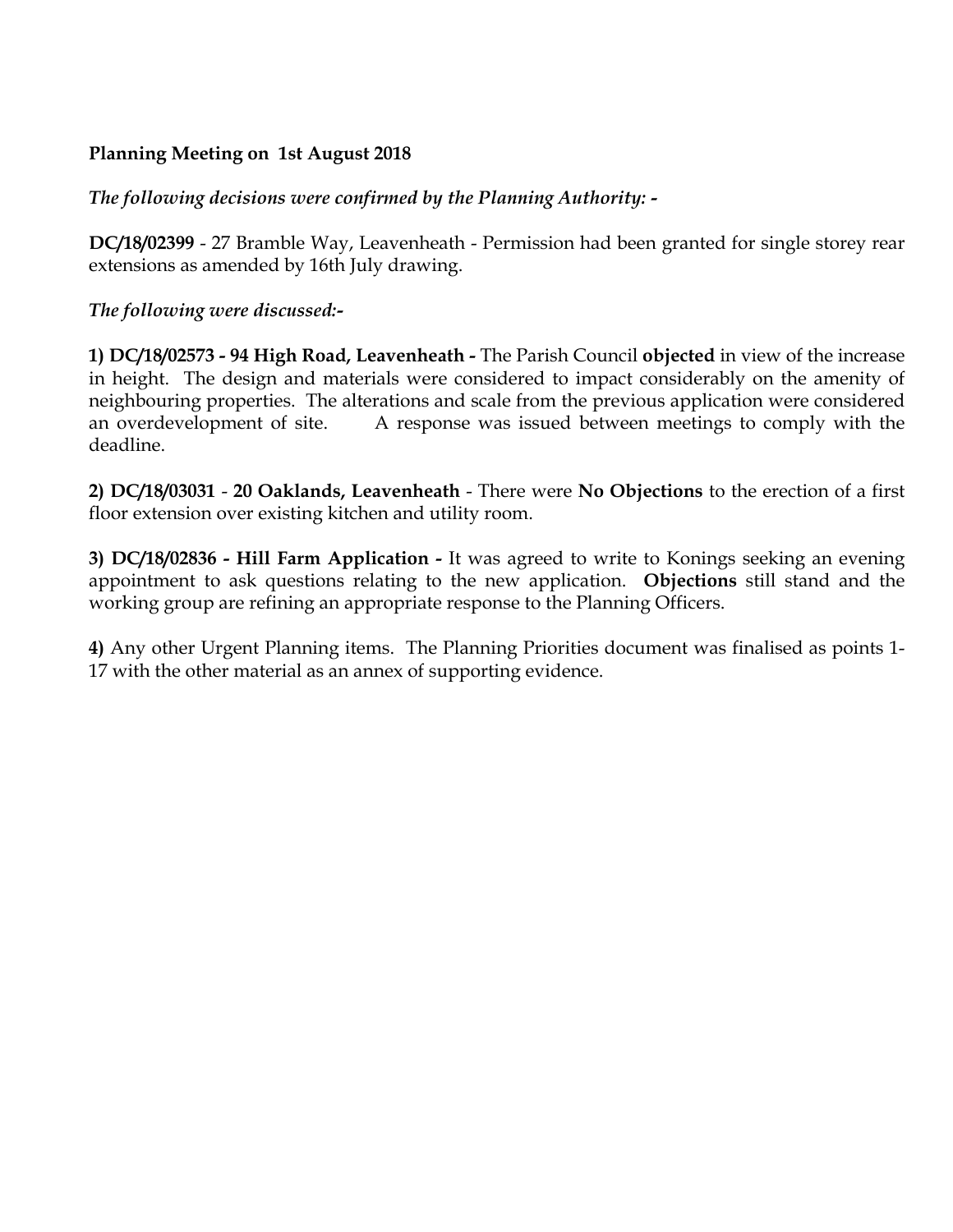**Planning Meeting on 1st August 2018**

***The following decisions were confirmed by the Planning Authority: -***

**DC/18/02399** - 27 Bramble Way, Leavenheath - Permission had been granted for single storey rear extensions as amended by 16th July drawing.

***The following were discussed:-***

**1) DC/18/02573 - 94 High Road, Leavenheath -** The Parish Council **objected** in view of the increase in height. The design and materials were considered to impact considerably on the amenity of neighbouring properties. The alterations and scale from the previous application were considered an overdevelopment of site. A response was issued between meetings to comply with the deadline.

**2) DC/18/03031** - **20 Oaklands, Leavenheath** - There were **No Objections** to the erection of a first floor extension over existing kitchen and utility room.

**3) DC/18/02836 - Hill Farm Application -** It was agreed to write to Konings seeking an evening appointment to ask questions relating to the new application. **Objections** still stand and the working group are refining an appropriate response to the Planning Officers.

**4)** Any other Urgent Planning items. The Planning Priorities document was finalised as points 1-17 with the other material as an annex of supporting evidence.